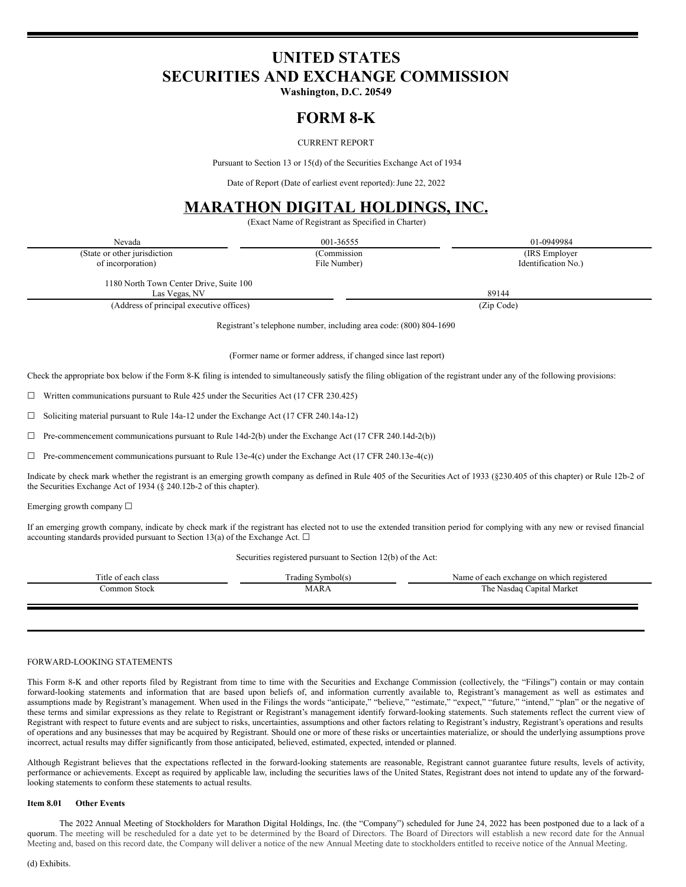# UNITED STATES
# SECURITIES AND EXCHANGE COMMISSION

**Washington, D.C. 20549**

# FORM 8-K

CURRENT REPORT

Pursuant to Section 13 or 15(d) of the Securities Exchange Act of 1934

Date of Report (Date of earliest event reported): June 22, 2022

# MARATHON DIGITAL HOLDINGS, INC.

(Exact Name of Registrant as Specified in Charter)

| Nevada | 001-36555 | 01-0949984 |
|---|---|---|
| (State or other jurisdiction of incorporation) | (Commission File Number) | (IRS Employer Identification No.) |

| 1180 North Town Center Drive, Suite 100 Las Vegas, NV | 89144 |
|---|---|
| (Address of principal executive offices) | (Zip Code) |

Registrant's telephone number, including area code: (800) 804-1690

(Former name or former address, if changed since last report)

Check the appropriate box below if the Form 8-K filing is intended to simultaneously satisfy the filing obligation of the registrant under any of the following provisions:

☐ Written communications pursuant to Rule 425 under the Securities Act (17 CFR 230.425)

☐ Soliciting material pursuant to Rule 14a-12 under the Exchange Act (17 CFR 240.14a-12)

☐ Pre-commencement communications pursuant to Rule 14d-2(b) under the Exchange Act (17 CFR 240.14d-2(b))

☐ Pre-commencement communications pursuant to Rule 13e-4(c) under the Exchange Act (17 CFR 240.13e-4(c))

Indicate by check mark whether the registrant is an emerging growth company as defined in Rule 405 of the Securities Act of 1933 (§230.405 of this chapter) or Rule 12b-2 of the Securities Exchange Act of 1934 (§ 240.12b-2 of this chapter).

Emerging growth company ☐

If an emerging growth company, indicate by check mark if the registrant has elected not to use the extended transition period for complying with any new or revised financial accounting standards provided pursuant to Section 13(a) of the Exchange Act. ☐

Securities registered pursuant to Section 12(b) of the Act:

| Title of each class | Trading Symbol(s) | Name of each exchange on which registered |
|---|---|---|
| Common Stock | MARA | The Nasdaq Capital Market |

FORWARD-LOOKING STATEMENTS

This Form 8-K and other reports filed by Registrant from time to time with the Securities and Exchange Commission (collectively, the "Filings") contain or may contain forward-looking statements and information that are based upon beliefs of, and information currently available to, Registrant's management as well as estimates and assumptions made by Registrant's management. When used in the Filings the words "anticipate," "believe," "estimate," "expect," "future," "intend," "plan" or the negative of these terms and similar expressions as they relate to Registrant or Registrant's management identify forward-looking statements. Such statements reflect the current view of Registrant with respect to future events and are subject to risks, uncertainties, assumptions and other factors relating to Registrant's industry, Registrant's operations and results of operations and any businesses that may be acquired by Registrant. Should one or more of these risks or uncertainties materialize, or should the underlying assumptions prove incorrect, actual results may differ significantly from those anticipated, believed, estimated, expected, intended or planned.

Although Registrant believes that the expectations reflected in the forward-looking statements are reasonable, Registrant cannot guarantee future results, levels of activity, performance or achievements. Except as required by applicable law, including the securities laws of the United States, Registrant does not intend to update any of the forward-looking statements to conform these statements to actual results.

**Item 8.01 Other Events**

The 2022 Annual Meeting of Stockholders for Marathon Digital Holdings, Inc. (the "Company") scheduled for June 24, 2022 has been postponed due to a lack of a quorum. The meeting will be rescheduled for a date yet to be determined by the Board of Directors. The Board of Directors will establish a new record date for the Annual Meeting and, based on this record date, the Company will deliver a notice of the new Annual Meeting date to stockholders entitled to receive notice of the Annual Meeting.

(d) Exhibits.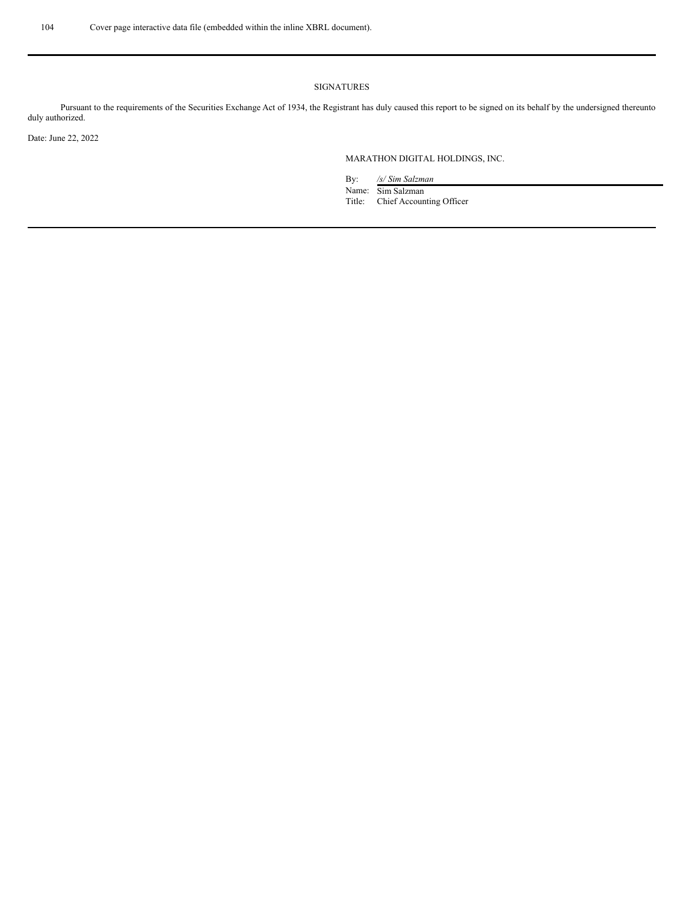| | |
|---|---|
| 104 | Cover page interactive data file (embedded within the inline XBRL document). |

---

## SIGNATURES

Pursuant to the requirements of the Securities Exchange Act of 1934, the Registrant has duly caused this report to be signed on its behalf by the undersigned thereunto duly authorized.

Date: June 22, 2022

MARATHON DIGITAL HOLDINGS, INC.

| | |
|---|---|
| By: | */s/ Sim Salzman* |
| Name: | Sim Salzman |
| Title: | Chief Accounting Officer |